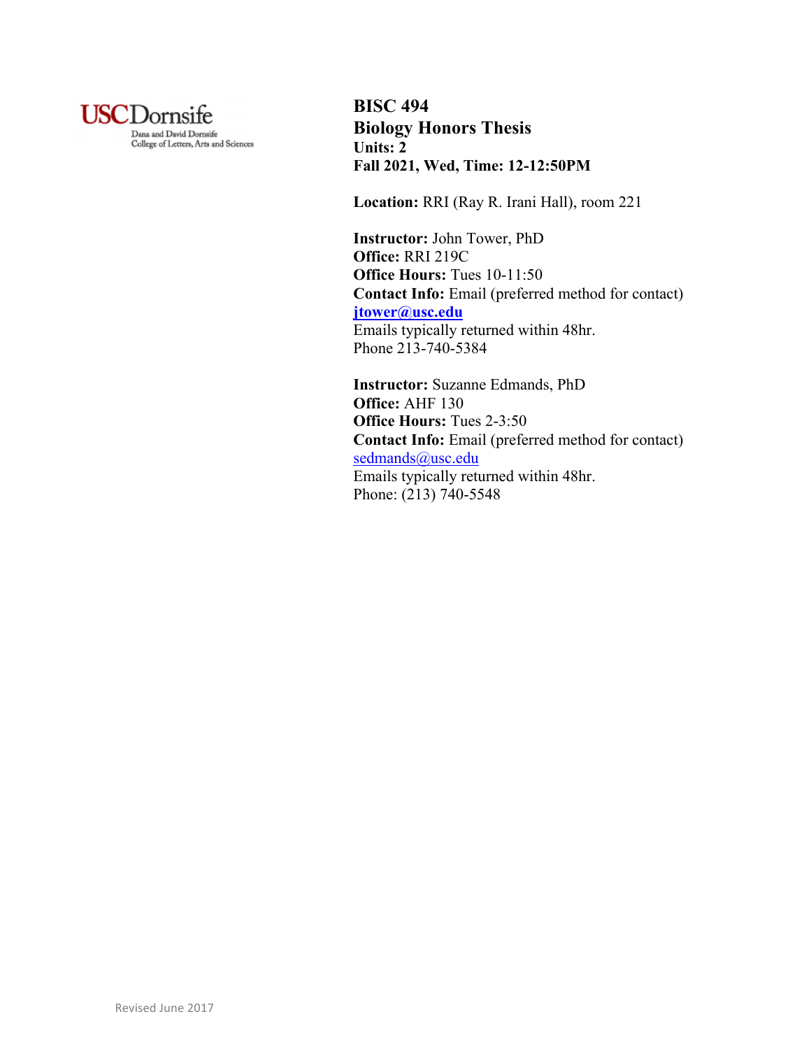USCDornsife
Dana and David Dornsife
College of Letters, Arts and Sciences

# BISC 494
## Biology Honors Thesis
**Units: 2**
**Fall 2021, Wed, Time: 12-12:50PM**

**Location:** RRI (Ray R. Irani Hall), room 221

**Instructor:** John Tower, PhD
**Office:** RRI 219C
**Office Hours:** Tues 10-11:50
**Contact Info:** Email (preferred method for contact)
**jtower@usc.edu**
Emails typically returned within 48hr.
Phone 213-740-5384

**Instructor:** Suzanne Edmands, PhD
**Office:** AHF 130
**Office Hours:** Tues 2-3:50
**Contact Info:** Email (preferred method for contact)
sedmands@usc.edu
Emails typically returned within 48hr.
Phone: (213) 740-5548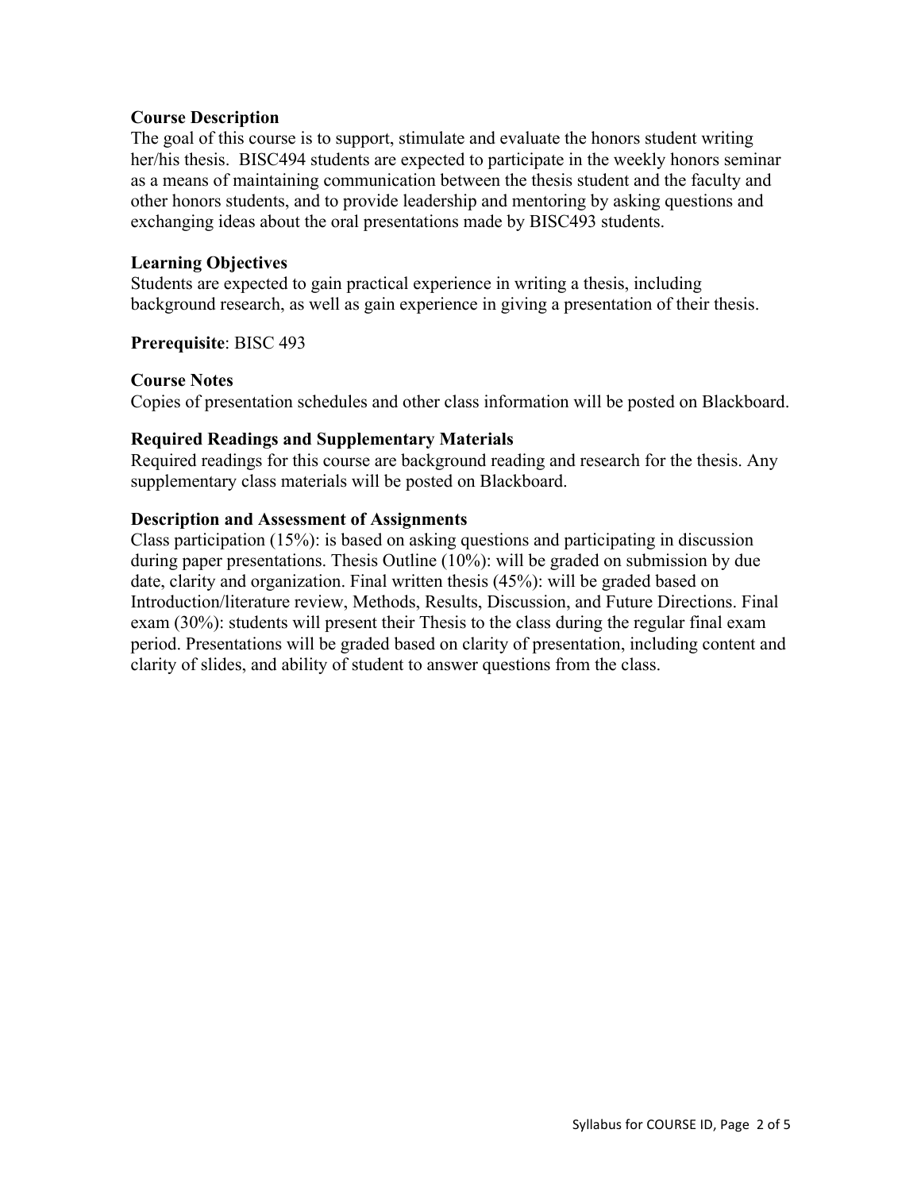**Course Description**

The goal of this course is to support, stimulate and evaluate the honors student writing her/his thesis. BISC494 students are expected to participate in the weekly honors seminar as a means of maintaining communication between the thesis student and the faculty and other honors students, and to provide leadership and mentoring by asking questions and exchanging ideas about the oral presentations made by BISC493 students.

**Learning Objectives**

Students are expected to gain practical experience in writing a thesis, including background research, as well as gain experience in giving a presentation of their thesis.

**Prerequisite**: BISC 493

**Course Notes**

Copies of presentation schedules and other class information will be posted on Blackboard.

**Required Readings and Supplementary Materials**

Required readings for this course are background reading and research for the thesis. Any supplementary class materials will be posted on Blackboard.

**Description and Assessment of Assignments**

Class participation (15%): is based on asking questions and participating in discussion during paper presentations. Thesis Outline (10%): will be graded on submission by due date, clarity and organization. Final written thesis (45%): will be graded based on Introduction/literature review, Methods, Results, Discussion, and Future Directions. Final exam (30%): students will present their Thesis to the class during the regular final exam period. Presentations will be graded based on clarity of presentation, including content and clarity of slides, and ability of student to answer questions from the class.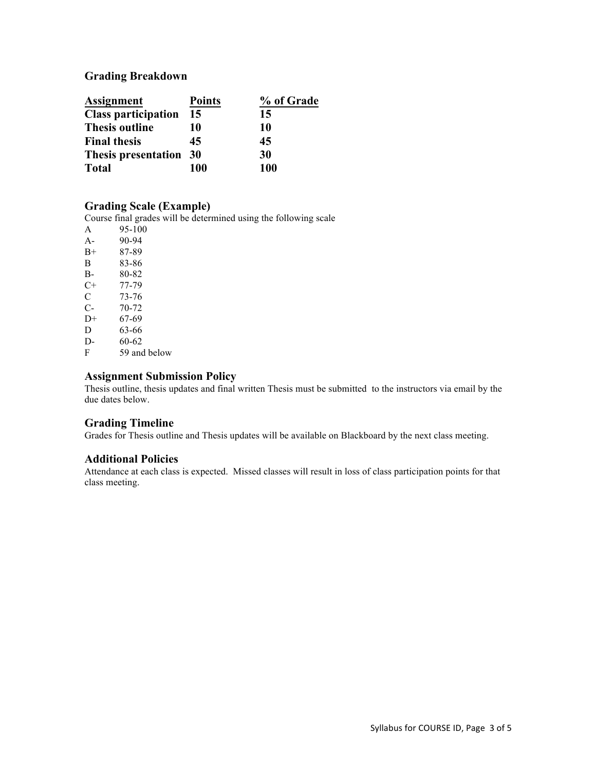## Grading Breakdown

| Assignment | Points | % of Grade |
|---|---|---|
| **Class participation** | **15** | **15** |
| **Thesis outline** | **10** | **10** |
| **Final thesis** | **45** | **45** |
| **Thesis presentation** | **30** | **30** |
| **Total** | **100** | **100** |

## Grading Scale (Example)

Course final grades will be determined using the following scale

| | |
|---|---|
| A | 95-100 |
| A- | 90-94 |
| B+ | 87-89 |
| B | 83-86 |
| B- | 80-82 |
| C+ | 77-79 |
| C | 73-76 |
| C- | 70-72 |
| D+ | 67-69 |
| D | 63-66 |
| D- | 60-62 |
| F | 59 and below |

## Assignment Submission Policy

Thesis outline, thesis updates and final written Thesis must be submitted to the instructors via email by the due dates below.

## Grading Timeline

Grades for Thesis outline and Thesis updates will be available on Blackboard by the next class meeting.

## Additional Policies

Attendance at each class is expected. Missed classes will result in loss of class participation points for that class meeting.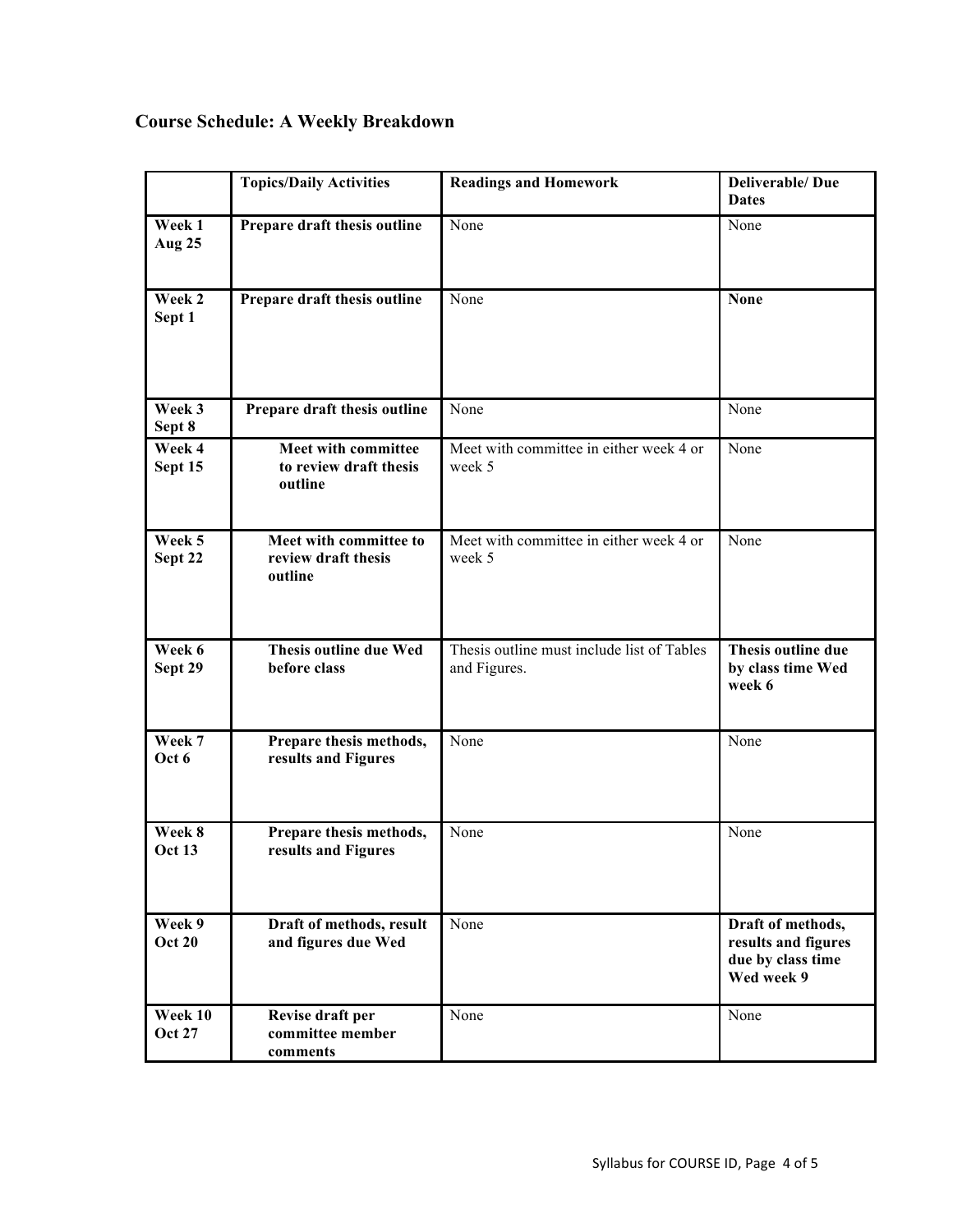## Course Schedule: A Weekly Breakdown

| | Topics/Daily Activities | Readings and Homework | Deliverable/ Due Dates |
|---|---|---|---|
| **Week 1 Aug 25** | **Prepare draft thesis outline** | None | None |
| **Week 2 Sept 1** | **Prepare draft thesis outline** | None | **None** |
| **Week 3 Sept 8** | **Prepare draft thesis outline** | None | None |
| **Week 4 Sept 15** | **Meet with committee to review draft thesis outline** | Meet with committee in either week 4 or week 5 | None |
| **Week 5 Sept 22** | **Meet with committee to review draft thesis outline** | Meet with committee in either week 4 or week 5 | None |
| **Week 6 Sept 29** | **Thesis outline due Wed before class** | Thesis outline must include list of Tables and Figures. | **Thesis outline due by class time Wed week 6** |
| **Week 7 Oct 6** | **Prepare thesis methods, results and Figures** | None | None |
| **Week 8 Oct 13** | **Prepare thesis methods, results and Figures** | None | None |
| **Week 9 Oct 20** | **Draft of methods, result and figures due Wed** | None | **Draft of methods, results and figures due by class time Wed week 9** |
| **Week 10 Oct 27** | **Revise draft per committee member comments** | None | None |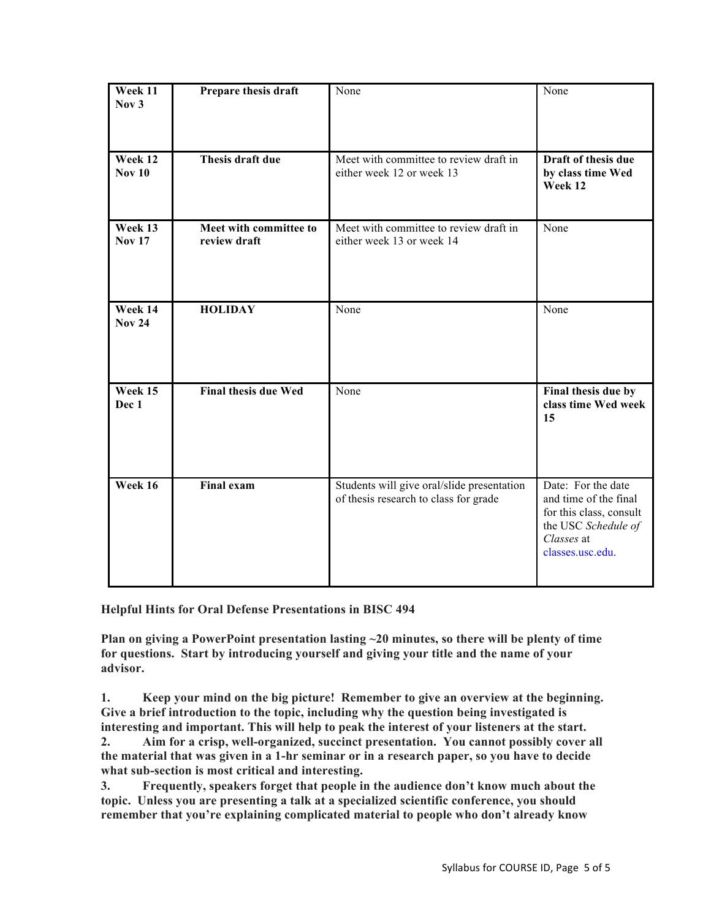| Week 11 Nov 3 | **Prepare thesis draft** | None | None |
|---|---|---|---|
| **Week 12 Nov 10** | **Thesis draft due** | Meet with committee to review draft in either week 12 or week 13 | **Draft of thesis due by class time Wed Week 12** |
| **Week 13 Nov 17** | **Meet with committee to review draft** | Meet with committee to review draft in either week 13 or week 14 | None |
| **Week 14 Nov 24** | **HOLIDAY** | None | None |
| **Week 15 Dec 1** | **Final thesis due Wed** | None | **Final thesis due by class time Wed week 15** |
| **Week 16** | **Final exam** | Students will give oral/slide presentation of thesis research to class for grade | Date: For the date and time of the final for this class, consult the USC *Schedule of Classes* at classes.usc.edu. |

**Helpful Hints for Oral Defense Presentations in BISC 494**

**Plan on giving a PowerPoint presentation lasting ~20 minutes, so there will be plenty of time for questions. Start by introducing yourself and giving your title and the name of your advisor.**

**1. Keep your mind on the big picture! Remember to give an overview at the beginning. Give a brief introduction to the topic, including why the question being investigated is interesting and important. This will help to peak the interest of your listeners at the start.**

**2. Aim for a crisp, well-organized, succinct presentation. You cannot possibly cover all the material that was given in a 1-hr seminar or in a research paper, so you have to decide what sub-section is most critical and interesting.**

**3. Frequently, speakers forget that people in the audience don't know much about the topic. Unless you are presenting a talk at a specialized scientific conference, you should remember that you're explaining complicated material to people who don't already know**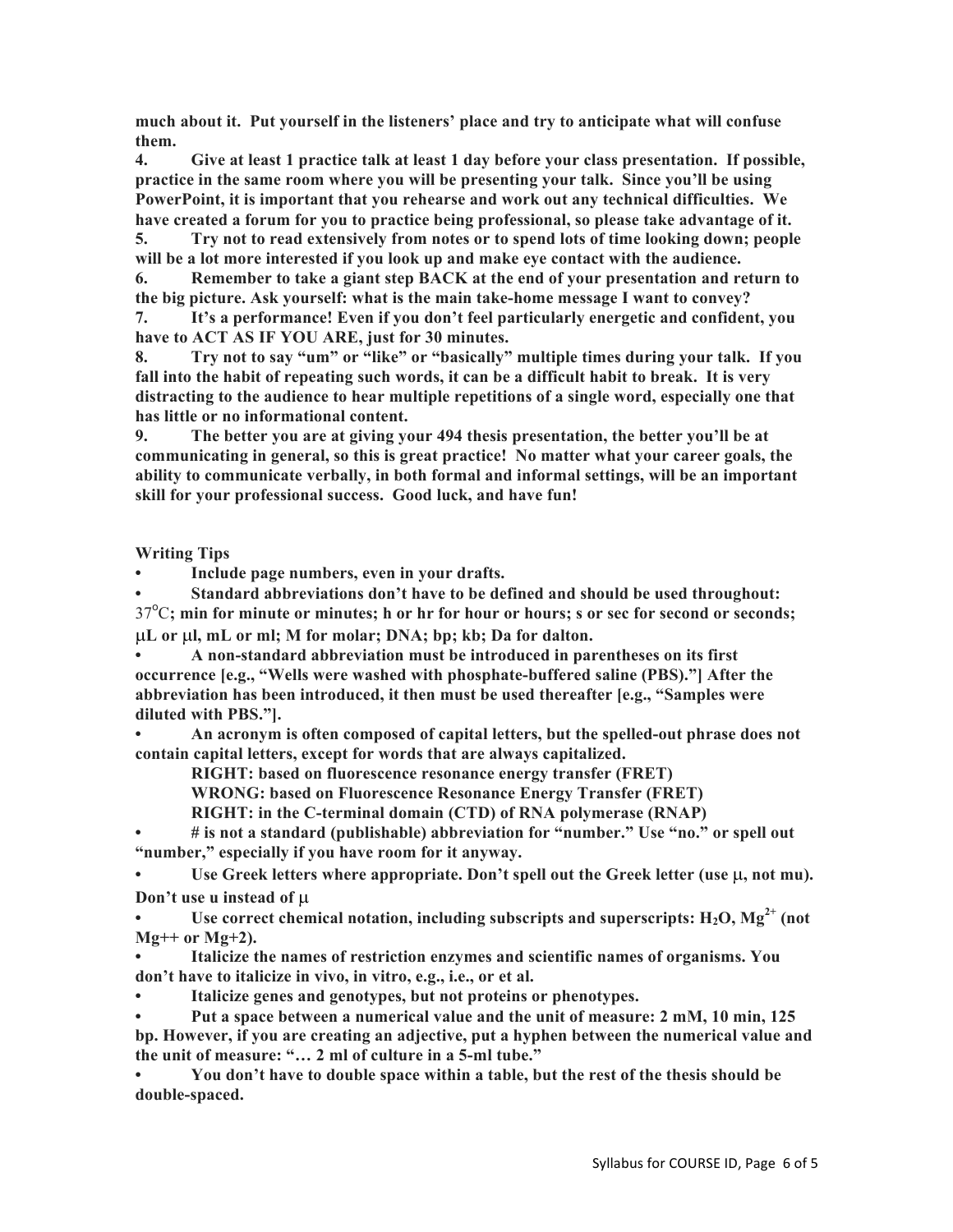**much about it. Put yourself in the listeners' place and try to anticipate what will confuse them.**

**4. Give at least 1 practice talk at least 1 day before your class presentation. If possible, practice in the same room where you will be presenting your talk. Since you'll be using PowerPoint, it is important that you rehearse and work out any technical difficulties. We have created a forum for you to practice being professional, so please take advantage of it.**

**5. Try not to read extensively from notes or to spend lots of time looking down; people will be a lot more interested if you look up and make eye contact with the audience.**

**6. Remember to take a giant step BACK at the end of your presentation and return to the big picture. Ask yourself: what is the main take-home message I want to convey?**

**7. It's a performance! Even if you don't feel particularly energetic and confident, you have to ACT AS IF YOU ARE, just for 30 minutes.**

**8. Try not to say "um" or "like" or "basically" multiple times during your talk. If you fall into the habit of repeating such words, it can be a difficult habit to break. It is very distracting to the audience to hear multiple repetitions of a single word, especially one that has little or no informational content.**

**9. The better you are at giving your 494 thesis presentation, the better you'll be at communicating in general, so this is great practice! No matter what your career goals, the ability to communicate verbally, in both formal and informal settings, will be an important skill for your professional success. Good luck, and have fun!**

**Writing Tips**

- **Include page numbers, even in your drafts.**
- **Standard abbreviations don't have to be defined and should be used throughout:** 37°C**; min for minute or minutes; h or hr for hour or hours; s or sec for second or seconds; µL or µl, mL or ml; M for molar; DNA; bp; kb; Da for dalton.**
- **A non-standard abbreviation must be introduced in parentheses on its first occurrence [e.g., "Wells were washed with phosphate-buffered saline (PBS)."] After the abbreviation has been introduced, it then must be used thereafter [e.g., "Samples were diluted with PBS."].**
- **An acronym is often composed of capital letters, but the spelled-out phrase does not contain capital letters, except for words that are always capitalized.**

    **RIGHT: based on fluorescence resonance energy transfer (FRET)**

    **WRONG: based on Fluorescence Resonance Energy Transfer (FRET)**

    **RIGHT: in the C-terminal domain (CTD) of RNA polymerase (RNAP)**

- **# is not a standard (publishable) abbreviation for "number." Use "no." or spell out "number," especially if you have room for it anyway.**
- **Use Greek letters where appropriate. Don't spell out the Greek letter (use µ, not mu). Don't use u instead of µ**
- **Use correct chemical notation, including subscripts and superscripts: $H_2O$, $Mg^{2+}$ (not Mg++ or Mg+2).**
- **Italicize the names of restriction enzymes and scientific names of organisms. You don't have to italicize in vivo, in vitro, e.g., i.e., or et al.**
- **Italicize genes and genotypes, but not proteins or phenotypes.**
- **Put a space between a numerical value and the unit of measure: 2 mM, 10 min, 125 bp. However, if you are creating an adjective, put a hyphen between the numerical value and the unit of measure: "… 2 ml of culture in a 5-ml tube."**
- **You don't have to double space within a table, but the rest of the thesis should be double-spaced.**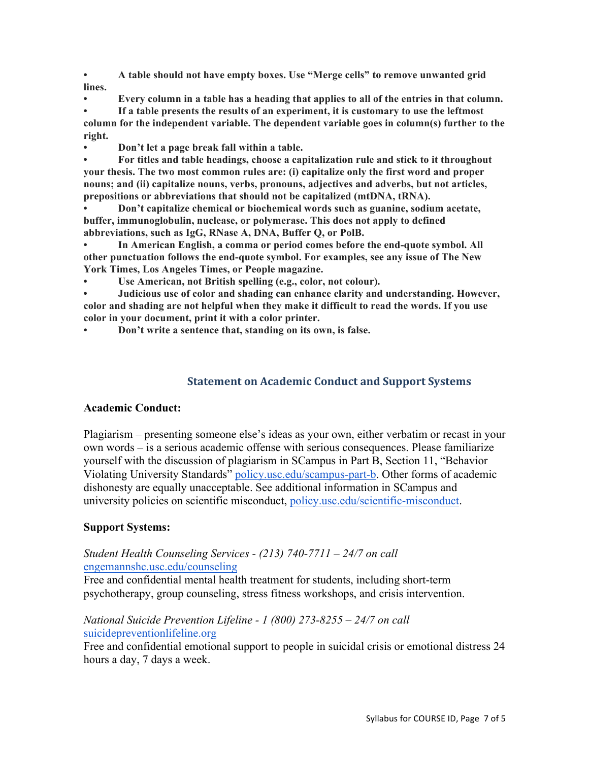- **A table should not have empty boxes. Use "Merge cells" to remove unwanted grid lines.**
- **Every column in a table has a heading that applies to all of the entries in that column.**
- **If a table presents the results of an experiment, it is customary to use the leftmost column for the independent variable. The dependent variable goes in column(s) further to the right.**
- **Don't let a page break fall within a table.**
- **For titles and table headings, choose a capitalization rule and stick to it throughout your thesis. The two most common rules are: (i) capitalize only the first word and proper nouns; and (ii) capitalize nouns, verbs, pronouns, adjectives and adverbs, but not articles, prepositions or abbreviations that should not be capitalized (mtDNA, tRNA).**
- **Don't capitalize chemical or biochemical words such as guanine, sodium acetate, buffer, immunoglobulin, nuclease, or polymerase. This does not apply to defined abbreviations, such as IgG, RNase A, DNA, Buffer Q, or PolB.**
- **In American English, a comma or period comes before the end-quote symbol. All other punctuation follows the end-quote symbol. For examples, see any issue of The New York Times, Los Angeles Times, or People magazine.**
- **Use American, not British spelling (e.g., color, not colour).**
- **Judicious use of color and shading can enhance clarity and understanding. However, color and shading are not helpful when they make it difficult to read the words. If you use color in your document, print it with a color printer.**
- **Don't write a sentence that, standing on its own, is false.**

## Statement on Academic Conduct and Support Systems

### Academic Conduct:

Plagiarism – presenting someone else's ideas as your own, either verbatim or recast in your own words – is a serious academic offense with serious consequences. Please familiarize yourself with the discussion of plagiarism in SCampus in Part B, Section 11, "Behavior Violating University Standards" policy.usc.edu/scampus-part-b. Other forms of academic dishonesty are equally unacceptable. See additional information in SCampus and university policies on scientific misconduct, policy.usc.edu/scientific-misconduct.

### Support Systems:

*Student Health Counseling Services - (213) 740-7711 – 24/7 on call*
engemannshc.usc.edu/counseling
Free and confidential mental health treatment for students, including short-term psychotherapy, group counseling, stress fitness workshops, and crisis intervention.

*National Suicide Prevention Lifeline - 1 (800) 273-8255 – 24/7 on call*
suicidepreventionlifeline.org
Free and confidential emotional support to people in suicidal crisis or emotional distress 24 hours a day, 7 days a week.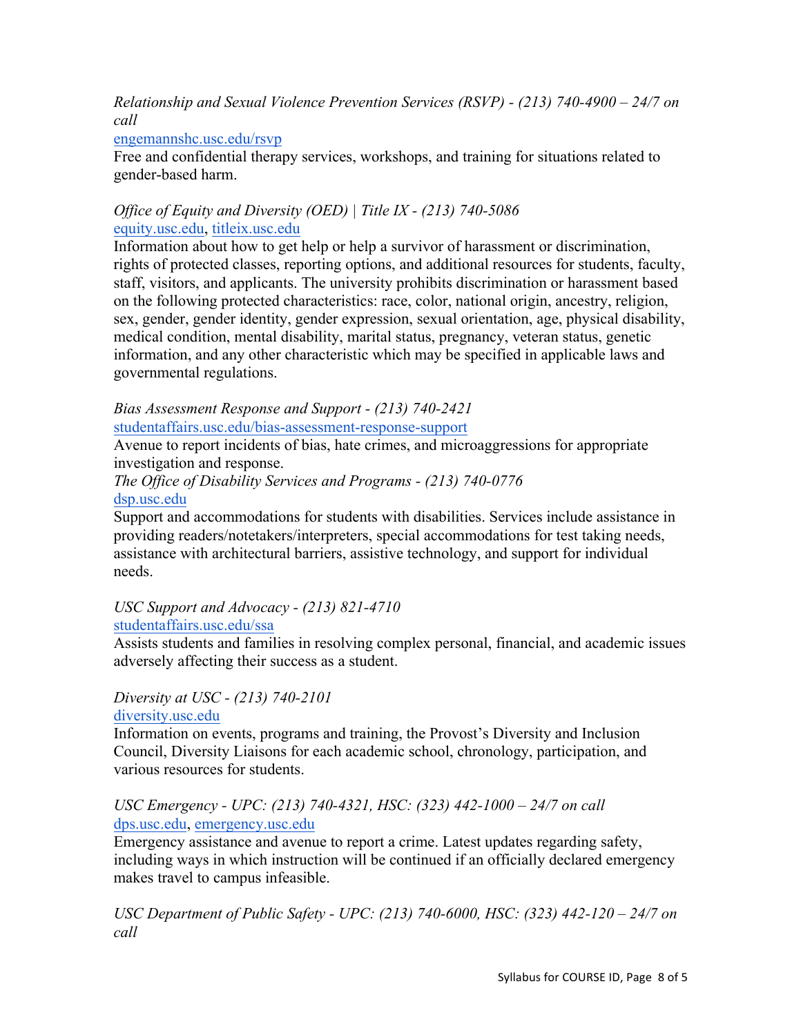*Relationship and Sexual Violence Prevention Services (RSVP) - (213) 740-4900 – 24/7 on call*
engemannshc.usc.edu/rsvp
Free and confidential therapy services, workshops, and training for situations related to gender-based harm.

*Office of Equity and Diversity (OED) | Title IX - (213) 740-5086*
equity.usc.edu, titleix.usc.edu
Information about how to get help or help a survivor of harassment or discrimination, rights of protected classes, reporting options, and additional resources for students, faculty, staff, visitors, and applicants. The university prohibits discrimination or harassment based on the following protected characteristics: race, color, national origin, ancestry, religion, sex, gender, gender identity, gender expression, sexual orientation, age, physical disability, medical condition, mental disability, marital status, pregnancy, veteran status, genetic information, and any other characteristic which may be specified in applicable laws and governmental regulations.

*Bias Assessment Response and Support - (213) 740-2421*
studentaffairs.usc.edu/bias-assessment-response-support
Avenue to report incidents of bias, hate crimes, and microaggressions for appropriate investigation and response.

*The Office of Disability Services and Programs - (213) 740-0776*
dsp.usc.edu
Support and accommodations for students with disabilities. Services include assistance in providing readers/notetakers/interpreters, special accommodations for test taking needs, assistance with architectural barriers, assistive technology, and support for individual needs.

*USC Support and Advocacy - (213) 821-4710*
studentaffairs.usc.edu/ssa
Assists students and families in resolving complex personal, financial, and academic issues adversely affecting their success as a student.

*Diversity at USC - (213) 740-2101*
diversity.usc.edu
Information on events, programs and training, the Provost's Diversity and Inclusion Council, Diversity Liaisons for each academic school, chronology, participation, and various resources for students.

*USC Emergency - UPC: (213) 740-4321, HSC: (323) 442-1000 – 24/7 on call*
dps.usc.edu, emergency.usc.edu
Emergency assistance and avenue to report a crime. Latest updates regarding safety, including ways in which instruction will be continued if an officially declared emergency makes travel to campus infeasible.

*USC Department of Public Safety - UPC: (213) 740-6000, HSC: (323) 442-120 – 24/7 on call*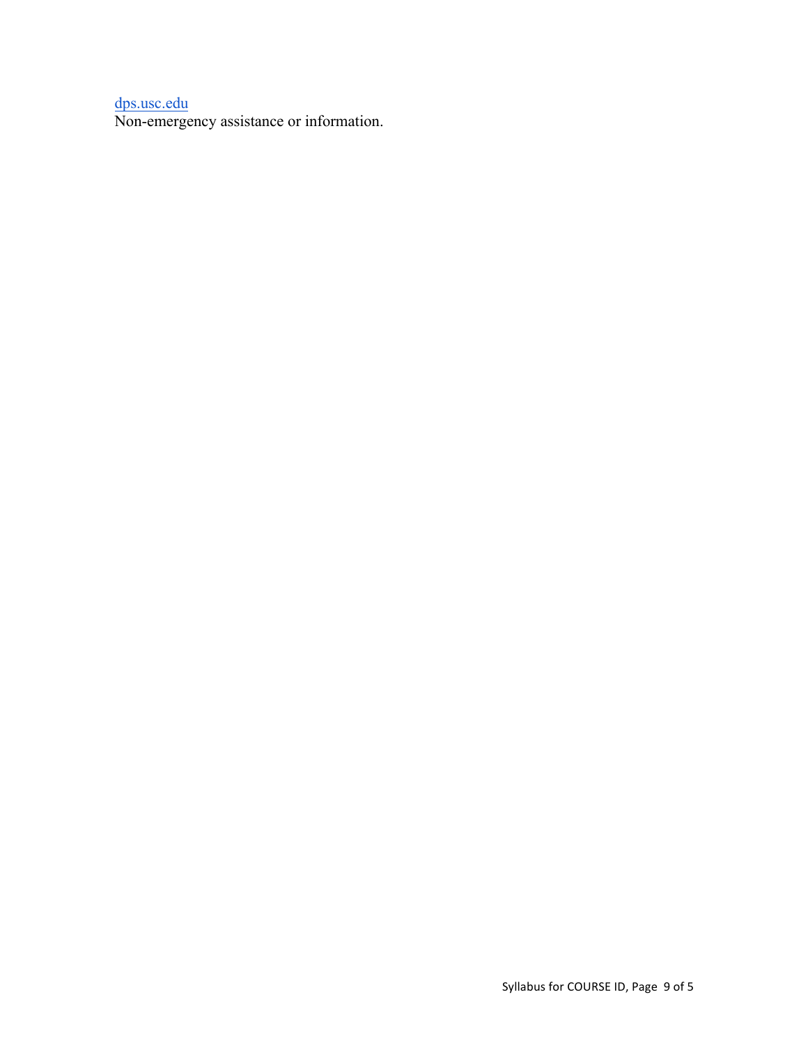[dps.usc.edu](https://dps.usc.edu)
Non-emergency assistance or information.